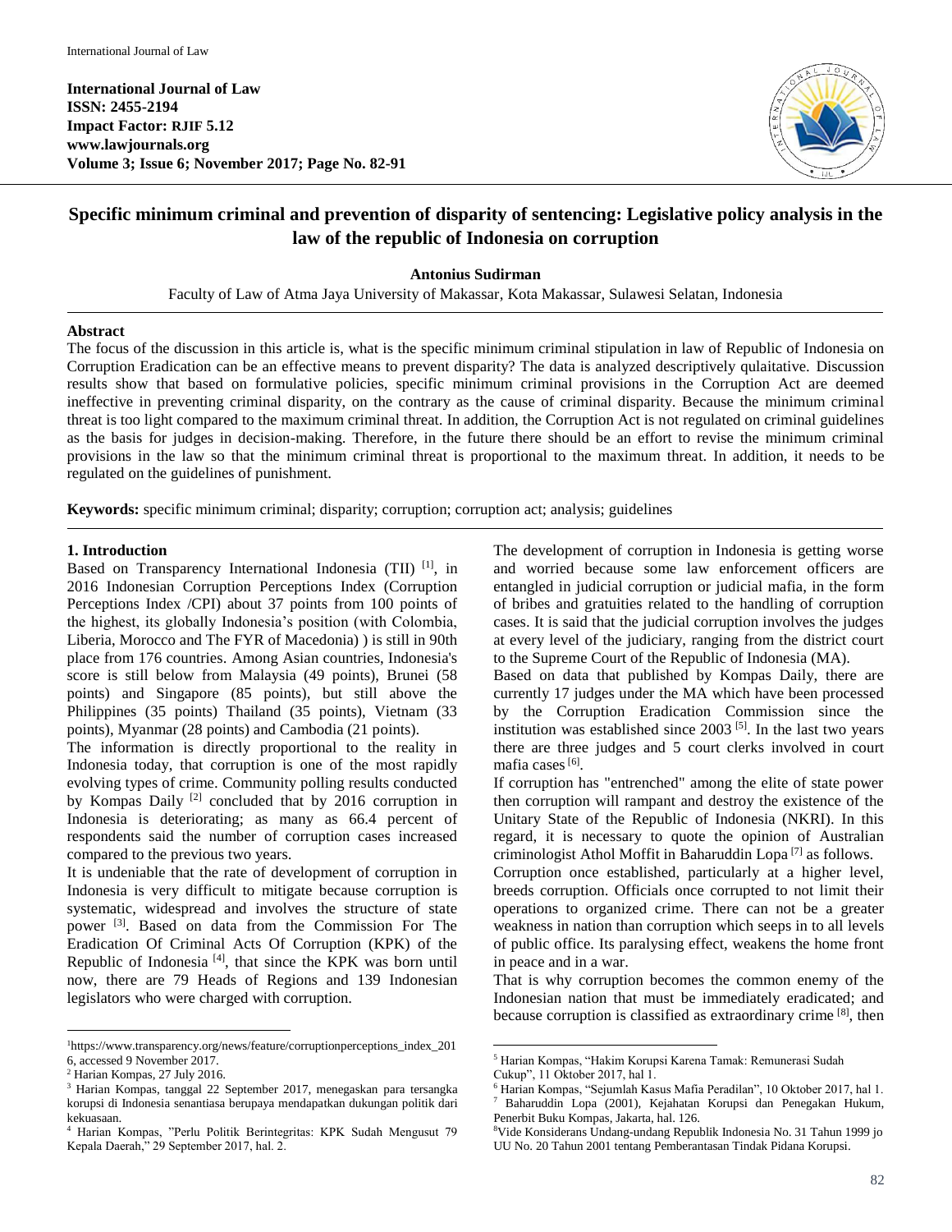**International Journal of Law**
**ISSN: 2455-2194**
**Impact Factor: RJIF 5.12**
**www.lawjournals.org**
**Volume 3; Issue 6; November 2017; Page No. 82-91**

# Specific minimum criminal and prevention of disparity of sentencing: Legislative policy analysis in the law of the republic of Indonesia on corruption

**Antonius Sudirman**

Faculty of Law of Atma Jaya University of Makassar, Kota Makassar, Sulawesi Selatan, Indonesia

## Abstract

The focus of the discussion in this article is, what is the specific minimum criminal stipulation in law of Republic of Indonesia on Corruption Eradication can be an effective means to prevent disparity? The data is analyzed descriptively qulaitative. Discussion results show that based on formulative policies, specific minimum criminal provisions in the Corruption Act are deemed ineffective in preventing criminal disparity, on the contrary as the cause of criminal disparity. Because the minimum criminal threat is too light compared to the maximum criminal threat. In addition, the Corruption Act is not regulated on criminal guidelines as the basis for judges in decision-making. Therefore, in the future there should be an effort to revise the minimum criminal provisions in the law so that the minimum criminal threat is proportional to the maximum threat. In addition, it needs to be regulated on the guidelines of punishment.

**Keywords:** specific minimum criminal; disparity; corruption; corruption act; analysis; guidelines

## 1. Introduction

Based on Transparency International Indonesia (TII) [1], in 2016 Indonesian Corruption Perceptions Index (Corruption Perceptions Index /CPI) about 37 points from 100 points of the highest, its globally Indonesia's position (with Colombia, Liberia, Morocco and The FYR of Macedonia) ) is still in 90th place from 176 countries. Among Asian countries, Indonesia's score is still below from Malaysia (49 points), Brunei (58 points) and Singapore (85 points), but still above the Philippines (35 points) Thailand (35 points), Vietnam (33 points), Myanmar (28 points) and Cambodia (21 points).

The information is directly proportional to the reality in Indonesia today, that corruption is one of the most rapidly evolving types of crime. Community polling results conducted by Kompas Daily [2] concluded that by 2016 corruption in Indonesia is deteriorating; as many as 66.4 percent of respondents said the number of corruption cases increased compared to the previous two years.

It is undeniable that the rate of development of corruption in Indonesia is very difficult to mitigate because corruption is systematic, widespread and involves the structure of state power [3]. Based on data from the Commission For The Eradication Of Criminal Acts Of Corruption (KPK) of the Republic of Indonesia [4], that since the KPK was born until now, there are 79 Heads of Regions and 139 Indonesian legislators who were charged with corruption.

The development of corruption in Indonesia is getting worse and worried because some law enforcement officers are entangled in judicial corruption or judicial mafia, in the form of bribes and gratuities related to the handling of corruption cases. It is said that the judicial corruption involves the judges at every level of the judiciary, ranging from the district court to the Supreme Court of the Republic of Indonesia (MA).

Based on data that published by Kompas Daily, there are currently 17 judges under the MA which have been processed by the Corruption Eradication Commission since the institution was established since 2003 [5]. In the last two years there are three judges and 5 court clerks involved in court mafia cases [6].

If corruption has "entrenched" among the elite of state power then corruption will rampant and destroy the existence of the Unitary State of the Republic of Indonesia (NKRI). In this regard, it is necessary to quote the opinion of Australian criminologist Athol Moffit in Baharuddin Lopa [7] as follows.

Corruption once established, particularly at a higher level, breeds corruption. Officials once corrupted to not limit their operations to organized crime. There can not be a greater weakness in nation than corruption which seeps in to all levels of public office. Its paralysing effect, weakens the home front in peace and in a war.

That is why corruption becomes the common enemy of the Indonesian nation that must be immediately eradicated; and because corruption is classified as extraordinary crime [8], then

---

[1] https://www.transparency.org/news/feature/corruptionperceptions_index_2016, accessed 9 November 2017.

[2] Harian Kompas, 27 July 2016.

[3] Harian Kompas, tanggal 22 September 2017, menegaskan para tersangka korupsi di Indonesia senantiasa berupaya mendapatkan dukungan politik dari kekuasaan.

[4] Harian Kompas, "Perlu Politik Berintegritas: KPK Sudah Mengusut 79 Kepala Daerah," 29 September 2017, hal. 2.

[5] Harian Kompas, "Hakim Korupsi Karena Tamak: Remunerasi Sudah Cukup", 11 Oktober 2017, hal 1.

[6] Harian Kompas, "Sejumlah Kasus Mafia Peradilan", 10 Oktober 2017, hal 1.

[7] Baharuddin Lopa (2001), Kejahatan Korupsi dan Penegakan Hukum, Penerbit Buku Kompas, Jakarta, hal. 126.

[8] Vide Konsiderans Undang-undang Republik Indonesia No. 31 Tahun 1999 jo UU No. 20 Tahun 2001 tentang Pemberantasan Tindak Pidana Korupsi.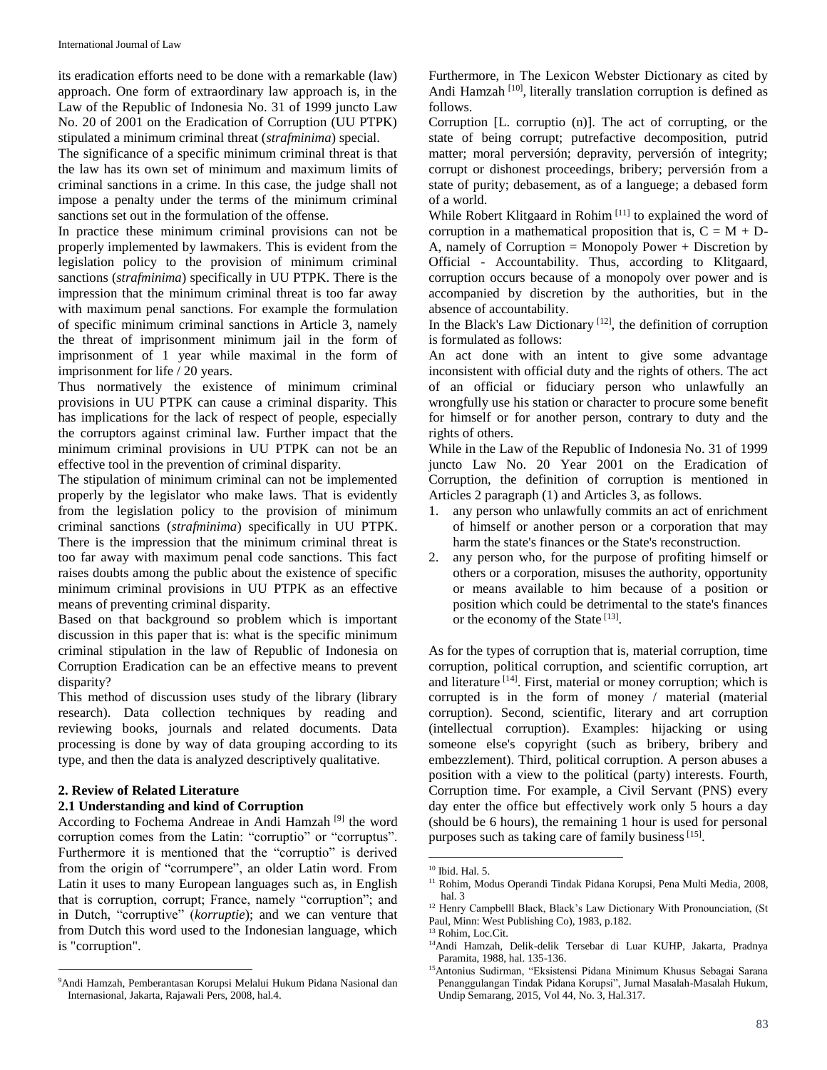its eradication efforts need to be done with a remarkable (law) approach. One form of extraordinary law approach is, in the Law of the Republic of Indonesia No. 31 of 1999 juncto Law No. 20 of 2001 on the Eradication of Corruption (UU PTPK) stipulated a minimum criminal threat (*strafminima*) special.

The significance of a specific minimum criminal threat is that the law has its own set of minimum and maximum limits of criminal sanctions in a crime. In this case, the judge shall not impose a penalty under the terms of the minimum criminal sanctions set out in the formulation of the offense.

In practice these minimum criminal provisions can not be properly implemented by lawmakers. This is evident from the legislation policy to the provision of minimum criminal sanctions (*strafminima*) specifically in UU PTPK. There is the impression that the minimum criminal threat is too far away with maximum penal sanctions. For example the formulation of specific minimum criminal sanctions in Article 3, namely the threat of imprisonment minimum jail in the form of imprisonment of 1 year while maximal in the form of imprisonment for life / 20 years.

Thus normatively the existence of minimum criminal provisions in UU PTPK can cause a criminal disparity. This has implications for the lack of respect of people, especially the corruptors against criminal law. Further impact that the minimum criminal provisions in UU PTPK can not be an effective tool in the prevention of criminal disparity.

The stipulation of minimum criminal can not be implemented properly by the legislator who make laws. That is evidently from the legislation policy to the provision of minimum criminal sanctions (*strafminima*) specifically in UU PTPK. There is the impression that the minimum criminal threat is too far away with maximum penal code sanctions. This fact raises doubts among the public about the existence of specific minimum criminal provisions in UU PTPK as an effective means of preventing criminal disparity.

Based on that background so problem which is important discussion in this paper that is: what is the specific minimum criminal stipulation in the law of Republic of Indonesia on Corruption Eradication can be an effective means to prevent disparity?

This method of discussion uses study of the library (library research). Data collection techniques by reading and reviewing books, journals and related documents. Data processing is done by way of data grouping according to its type, and then the data is analyzed descriptively qualitative.

## 2. Review of Related Literature

### 2.1 Understanding and kind of Corruption

According to Fochema Andreae in Andi Hamzah [9] the word corruption comes from the Latin: "corruptio" or "corruptus". Furthermore it is mentioned that the "corruptio" is derived from the origin of "corrumpere", an older Latin word. From Latin it uses to many European languages such as, in English that is corruption, corrupt; France, namely "corruption"; and in Dutch, "corruptive" (*korruptie*); and we can venture that from Dutch this word used to the Indonesian language, which is "corruption".

Furthermore, in The Lexicon Webster Dictionary as cited by Andi Hamzah [10], literally translation corruption is defined as follows.

Corruption [L. corruptio (n)]. The act of corrupting, or the state of being corrupt; putrefactive decomposition, putrid matter; moral perversión; depravity, perversión of integrity; corrupt or dishonest proceedings, bribery; perversión from a state of purity; debasement, as of a languege; a debased form of a world.

While Robert Klitgaard in Rohim [11] to explained the word of corruption in a mathematical proposition that is, C = M + D-A, namely of Corruption = Monopoly Power + Discretion by Official - Accountability. Thus, according to Klitgaard, corruption occurs because of a monopoly over power and is accompanied by discretion by the authorities, but in the absence of accountability.

In the Black's Law Dictionary [12], the definition of corruption is formulated as follows:

An act done with an intent to give some advantage inconsistent with official duty and the rights of others. The act of an official or fiduciary person who unlawfully an wrongfully use his station or character to procure some benefit for himself or for another person, contrary to duty and the rights of others.

While in the Law of the Republic of Indonesia No. 31 of 1999 juncto Law No. 20 Year 2001 on the Eradication of Corruption, the definition of corruption is mentioned in Articles 2 paragraph (1) and Articles 3, as follows.

1. any person who unlawfully commits an act of enrichment of himself or another person or a corporation that may harm the state's finances or the State's reconstruction.
2. any person who, for the purpose of profiting himself or others or a corporation, misuses the authority, opportunity or means available to him because of a position or position which could be detrimental to the state's finances or the economy of the State [13].

As for the types of corruption that is, material corruption, time corruption, political corruption, and scientific corruption, art and literature [14]. First, material or money corruption; which is corrupted is in the form of money / material (material corruption). Second, scientific, literary and art corruption (intellectual corruption). Examples: hijacking or using someone else's copyright (such as bribery, bribery and embezzlement). Third, political corruption. A person abuses a position with a view to the political (party) interests. Fourth, Corruption time. For example, a Civil Servant (PNS) every day enter the office but effectively work only 5 hours a day (should be 6 hours), the remaining 1 hour is used for personal purposes such as taking care of family business [15].

---

[9] Andi Hamzah, Pemberantasan Korupsi Melalui Hukum Pidana Nasional dan Internasional, Jakarta, Rajawali Pers, 2008, hal.4.

[10] Ibid. Hal. 5.

[11] Rohim, Modus Operandi Tindak Pidana Korupsi, Pena Multi Media, 2008, hal. 3

[12] Henry Campbelll Black, Black's Law Dictionary With Pronounciation, (St Paul, Minn: West Publishing Co), 1983, p.182.

[13] Rohim, Loc.Cit.

[14] Andi Hamzah, Delik-delik Tersebar di Luar KUHP, Jakarta, Pradnya Paramita, 1988, hal. 135-136.

[15] Antonius Sudirman, "Eksistensi Pidana Minimum Khusus Sebagai Sarana Penanggulangan Tindak Pidana Korupsi", Jurnal Masalah-Masalah Hukum, Undip Semarang, 2015, Vol 44, No. 3, Hal.317.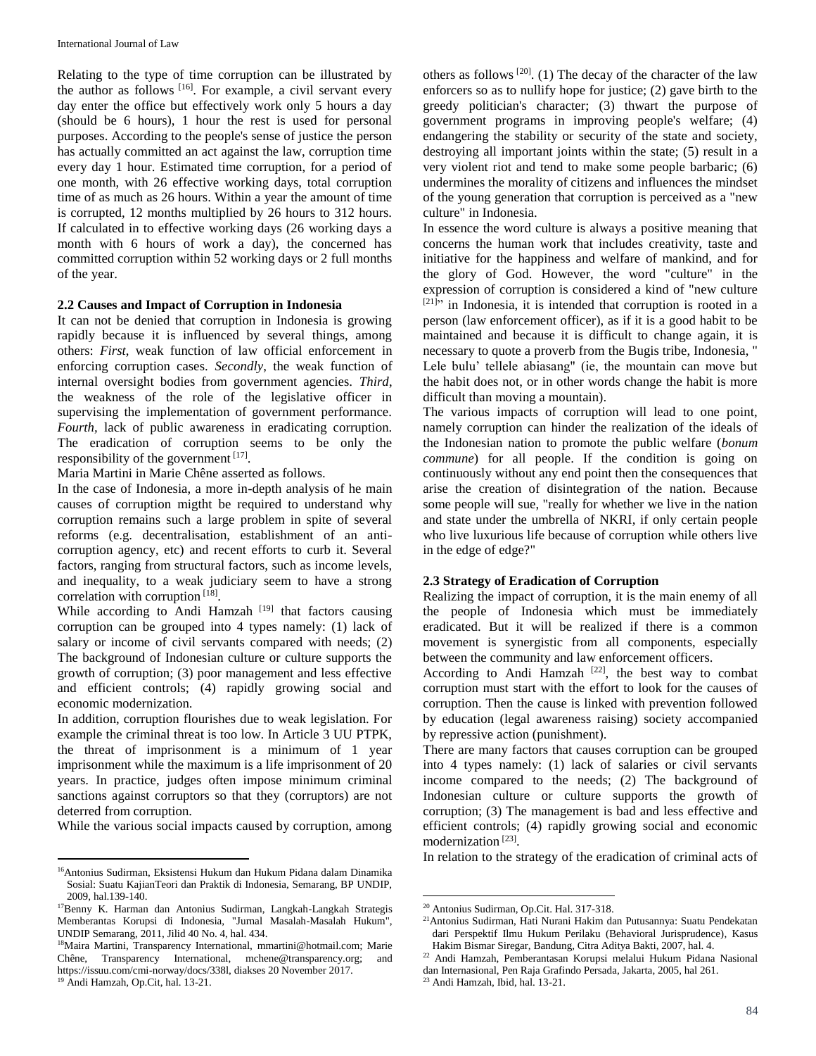Relating to the type of time corruption can be illustrated by the author as follows [16]. For example, a civil servant every day enter the office but effectively work only 5 hours a day (should be 6 hours), 1 hour the rest is used for personal purposes. According to the people's sense of justice the person has actually committed an act against the law, corruption time every day 1 hour. Estimated time corruption, for a period of one month, with 26 effective working days, total corruption time of as much as 26 hours. Within a year the amount of time is corrupted, 12 months multiplied by 26 hours to 312 hours. If calculated in to effective working days (26 working days a month with 6 hours of work a day), the concerned has committed corruption within 52 working days or 2 full months of the year.

### 2.2 Causes and Impact of Corruption in Indonesia

It can not be denied that corruption in Indonesia is growing rapidly because it is influenced by several things, among others: *First*, weak function of law official enforcement in enforcing corruption cases. *Secondly*, the weak function of internal oversight bodies from government agencies. *Third*, the weakness of the role of the legislative officer in supervising the implementation of government performance. *Fourth*, lack of public awareness in eradicating corruption. The eradication of corruption seems to be only the responsibility of the government [17].

Maria Martini in Marie Chêne asserted as follows.

In the case of Indonesia, a more in-depth analysis of he main causes of corruption migtht be required to understand why corruption remains such a large problem in spite of several reforms (e.g. decentralisation, establishment of an anti-corruption agency, etc) and recent efforts to curb it. Several factors, ranging from structural factors, such as income levels, and inequality, to a weak judiciary seem to have a strong correlation with corruption [18].

While according to Andi Hamzah [19] that factors causing corruption can be grouped into 4 types namely: (1) lack of salary or income of civil servants compared with needs; (2) The background of Indonesian culture or culture supports the growth of corruption; (3) poor management and less effective and efficient controls; (4) rapidly growing social and economic modernization.

In addition, corruption flourishes due to weak legislation. For example the criminal threat is too low. In Article 3 UU PTPK, the threat of imprisonment is a minimum of 1 year imprisonment while the maximum is a life imprisonment of 20 years. In practice, judges often impose minimum criminal sanctions against corruptors so that they (corruptors) are not deterred from corruption.

While the various social impacts caused by corruption, among others as follows [20]. (1) The decay of the character of the law enforcers so as to nullify hope for justice; (2) gave birth to the greedy politician's character; (3) thwart the purpose of government programs in improving people's welfare; (4) endangering the stability or security of the state and society, destroying all important joints within the state; (5) result in a very violent riot and tend to make some people barbaric; (6) undermines the morality of citizens and influences the mindset of the young generation that corruption is perceived as a "new culture" in Indonesia.

In essence the word culture is always a positive meaning that concerns the human work that includes creativity, taste and initiative for the happiness and welfare of mankind, and for the glory of God. However, the word "culture" in the expression of corruption is considered a kind of "new culture [21]" in Indonesia, it is intended that corruption is rooted in a person (law enforcement officer), as if it is a good habit to be maintained and because it is difficult to change again, it is necessary to quote a proverb from the Bugis tribe, Indonesia, " Lele bulu' tellele abiasang" (ie, the mountain can move but the habit does not, or in other words change the habit is more difficult than moving a mountain).

The various impacts of corruption will lead to one point, namely corruption can hinder the realization of the ideals of the Indonesian nation to promote the public welfare (*bonum commune*) for all people. If the condition is going on continuously without any end point then the consequences that arise the creation of disintegration of the nation. Because some people will sue, "really for whether we live in the nation and state under the umbrella of NKRI, if only certain people who live luxurious life because of corruption while others live in the edge of edge?"

### 2.3 Strategy of Eradication of Corruption

Realizing the impact of corruption, it is the main enemy of all the people of Indonesia which must be immediately eradicated. But it will be realized if there is a common movement is synergistic from all components, especially between the community and law enforcement officers.

According to Andi Hamzah [22], the best way to combat corruption must start with the effort to look for the causes of corruption. Then the cause is linked with prevention followed by education (legal awareness raising) society accompanied by repressive action (punishment).

There are many factors that causes corruption can be grouped into 4 types namely: (1) lack of salaries or civil servants income compared to the needs; (2) The background of Indonesian culture or culture supports the growth of corruption; (3) The management is bad and less effective and efficient controls; (4) rapidly growing social and economic modernization [23].

In relation to the strategy of the eradication of criminal acts of

---

[16] Antonius Sudirman, Eksistensi Hukum dan Hukum Pidana dalam Dinamika Sosial: Suatu KajianTeori dan Praktik di Indonesia, Semarang, BP UNDIP, 2009, hal.139-140.

[17] Benny K. Harman dan Antonius Sudirman, Langkah-Langkah Strategis Memberantas Korupsi di Indonesia, "Jurnal Masalah-Masalah Hukum", UNDIP Semarang, 2011, Jilid 40 No. 4, hal. 434.

[18] Maira Martini, Transparency International, mmartini@hotmail.com; Marie Chêne, Transparency International, mchene@transparency.org; and https://issuu.com/cmi-norway/docs/338l, diakses 20 November 2017.

[19] Andi Hamzah, Op.Cit, hal. 13-21.

[20] Antonius Sudirman, Op.Cit. Hal. 317-318.

[21] Antonius Sudirman, Hati Nurani Hakim dan Putusannya: Suatu Pendekatan dari Perspektif Ilmu Hukum Perilaku (Behavioral Jurisprudence), Kasus Hakim Bismar Siregar, Bandung, Citra Aditya Bakti, 2007, hal. 4.

[22] Andi Hamzah, Pemberantasan Korupsi melalui Hukum Pidana Nasional dan Internasional, Pen Raja Grafindo Persada, Jakarta, 2005, hal 261.

[23] Andi Hamzah, Ibid, hal. 13-21.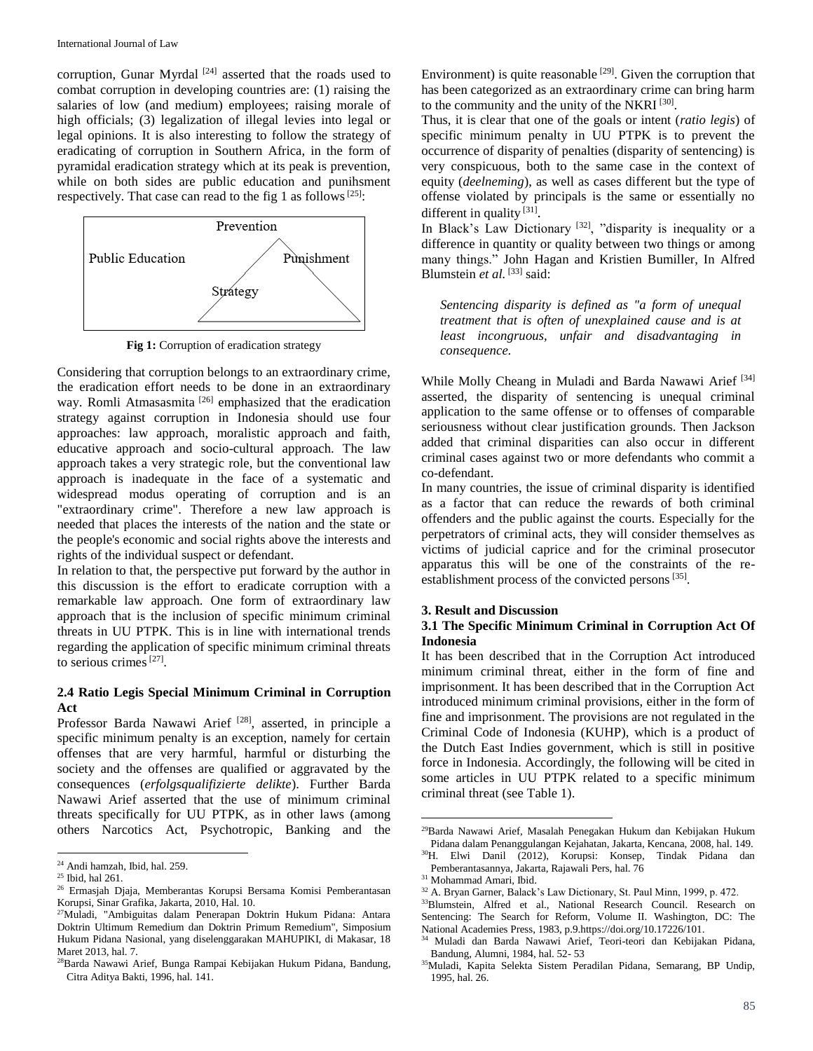corruption, Gunar Myrdal [24] asserted that the roads used to combat corruption in developing countries are: (1) raising the salaries of low (and medium) employees; raising morale of high officials; (3) legalization of illegal levies into legal or legal opinions. It is also interesting to follow the strategy of eradicating of corruption in Southern Africa, in the form of pyramidal eradication strategy which at its peak is prevention, while on both sides are public education and punihsment respectively. That case can read to the fig 1 as follows [25]:

Prevention

Public Education Punishment

Strategy

**Fig 1:** Corruption of eradication strategy

Considering that corruption belongs to an extraordinary crime, the eradication effort needs to be done in an extraordinary way. Romli Atmasasmita [26] emphasized that the eradication strategy against corruption in Indonesia should use four approaches: law approach, moralistic approach and faith, educative approach and socio-cultural approach. The law approach takes a very strategic role, but the conventional law approach is inadequate in the face of a systematic and widespread modus operating of corruption and is an "extraordinary crime". Therefore a new law approach is needed that places the interests of the nation and the state or the people's economic and social rights above the interests and rights of the individual suspect or defendant.

In relation to that, the perspective put forward by the author in this discussion is the effort to eradicate corruption with a remarkable law approach. One form of extraordinary law approach that is the inclusion of specific minimum criminal threats in UU PTPK. This is in line with international trends regarding the application of specific minimum criminal threats to serious crimes [27].

### 2.4 Ratio Legis Special Minimum Criminal in Corruption Act

Professor Barda Nawawi Arief [28], asserted, in principle a specific minimum penalty is an exception, namely for certain offenses that are very harmful, harmful or disturbing the society and the offenses are qualified or aggravated by the consequences (*erfolgsqualifizierte delikte*). Further Barda Nawawi Arief asserted that the use of minimum criminal threats specifically for UU PTPK, as in other laws (among others Narcotics Act, Psychotropic, Banking and the Environment) is quite reasonable [29]. Given the corruption that has been categorized as an extraordinary crime can bring harm to the community and the unity of the NKRI [30].

Thus, it is clear that one of the goals or intent (*ratio legis*) of specific minimum penalty in UU PTPK is to prevent the occurrence of disparity of penalties (disparity of sentencing) is very conspicuous, both to the same case in the context of equity (*deelneming*), as well as cases different but the type of offense violated by principals is the same or essentially no different in quality [31].

In Black's Law Dictionary [32], "disparity is inequality or a difference in quantity or quality between two things or among many things." John Hagan and Kristien Bumiller, In Alfred Blumstein *et al.* [33] said:

> *Sentencing disparity is defined as "a form of unequal treatment that is often of unexplained cause and is at least incongruous, unfair and disadvantaging in consequence.*

While Molly Cheang in Muladi and Barda Nawawi Arief [34] asserted, the disparity of sentencing is unequal criminal application to the same offense or to offenses of comparable seriousness without clear justification grounds. Then Jackson added that criminal disparities can also occur in different criminal cases against two or more defendants who commit a co-defendant.

In many countries, the issue of criminal disparity is identified as a factor that can reduce the rewards of both criminal offenders and the public against the courts. Especially for the perpetrators of criminal acts, they will consider themselves as victims of judicial caprice and for the criminal prosecutor apparatus this will be one of the constraints of the re-establishment process of the convicted persons [35].

## 3. Result and Discussion

### 3.1 The Specific Minimum Criminal in Corruption Act Of Indonesia

It has been described that in the Corruption Act introduced minimum criminal threat, either in the form of fine and imprisonment. It has been described that in the Corruption Act introduced minimum criminal provisions, either in the form of fine and imprisonment. The provisions are not regulated in the Criminal Code of Indonesia (KUHP), which is a product of the Dutch East Indies government, which is still in positive force in Indonesia. Accordingly, the following will be cited in some articles in UU PTPK related to a specific minimum criminal threat (see Table 1).

---

[24] Andi hamzah, Ibid, hal. 259.

[25] Ibid, hal 261.

[26] Ermasjah Djaja, Memberantas Korupsi Bersama Komisi Pemberantasan Korupsi, Sinar Grafika, Jakarta, 2010, Hal. 10.

[27] Muladi, "Ambiguitas dalam Penerapan Doktrin Hukum Pidana: Antara Doktrin Ultimum Remedium dan Doktrin Primum Remedium", Simposium Hukum Pidana Nasional, yang diselenggarakan MAHUPIKI, di Makasar, 18 Maret 2013, hal. 7.

[28] Barda Nawawi Arief, Bunga Rampai Kebijakan Hukum Pidana, Bandung, Citra Aditya Bakti, 1996, hal. 141.

[29] Barda Nawawi Arief, Masalah Penegakan Hukum dan Kebijakan Hukum Pidana dalam Penanggulangan Kejahatan, Jakarta, Kencana, 2008, hal. 149.

[30] H. Elwi Danil (2012), Korupsi: Konsep, Tindak Pidana dan Pemberantasannya, Jakarta, Rajawali Pers, hal. 76

[31] Mohammad Amari, Ibid.

[32] A. Bryan Garner, Balack's Law Dictionary, St. Paul Minn, 1999, p. 472.

[33] Blumstein, Alfred et al., National Research Council. Research on Sentencing: The Search for Reform, Volume II. Washington, DC: The National Academies Press, 1983, p.9.https://doi.org/10.17226/101.

[34] Muladi dan Barda Nawawi Arief, Teori-teori dan Kebijakan Pidana, Bandung, Alumni, 1984, hal. 52- 53

[35] Muladi, Kapita Selekta Sistem Peradilan Pidana, Semarang, BP Undip, 1995, hal. 26.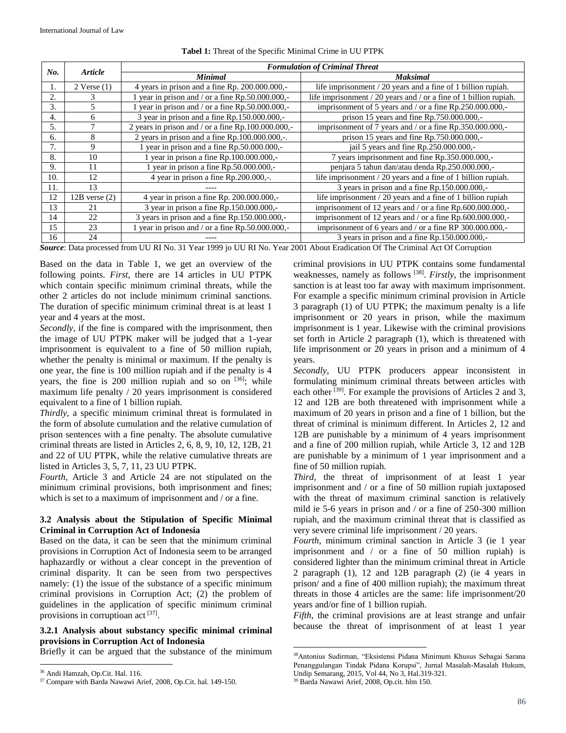**Tabel 1:** Threat of the Specific Minimal Crime in UU PTPK

| *No.* | *Article* | *Formulation of Criminal Threat* | |
|---|---|---|---|
| | | ***Minimal*** | ***Maksimal*** |
| 1. | 2 Verse (1) | 4 years in prison and a fine Rp. 200.000.000,- | life imprisonment / 20 years and a fine of 1 billion rupiah. |
| 2. | 3 | 1 year in prison and / or a fine Rp.50.000.000,- | life imprisonment / 20 years and / or a fine of 1 billion rupiah. |
| 3. | 5 | 1 year in prison and / or a fine Rp.50.000.000,- | imprisonment of 5 years and / or a fine Rp.250.000.000,- |
| 4. | 6 | 3 year in prison and a fine Rp.150.000.000,- | prison 15 years and fine Rp.750.000.000,- |
| 5. | 7 | 2 years in prison and / or a fine Rp.100.000.000,- | imprisonment of 7 years and / or a fine Rp.350.000.000,- |
| 6. | 8 | 2 years in prison and a fine Rp.100.000.000,-. | prison 15 years and fine Rp.750.000.000,- |
| 7. | 9 | 1 year in prison and a fine Rp.50.000.000,- | jail 5 years and fine Rp.250.000.000,- |
| 8. | 10 | 1 year in prison a fine Rp.100.000.000,- | 7 years imprisonment and fine Rp.350.000.000,- |
| 9. | 11 | 1 year in prison a fine Rp.50.000.000,- | penjara 5 tahun dan/atau denda Rp.250.000.000,- |
| 10. | 12 | 4 year in prison a fine Rp.200.000,-. | life imprisonment / 20 years and a fine of 1 billion rupiah. |
| 11. | 13 | ---- | 3 years in prison and a fine Rp.150.000.000,- |
| 12 | 12B verse (2) | 4 year in prison a fine Rp. 200.000.000,- | life imprisonment / 20 years and a fine of 1 billion rupiah |
| 13 | 21 | 3 year in prison a fine Rp.150.000.000,- | imprisonment of 12 years and / or a fine Rp.600.000.000,- |
| 14 | 22 | 3 years in prison and a fine Rp.150.000.000,- | imprisonment of 12 years and / or a fine Rp.600.000.000,- |
| 15 | 23 | 1 year in prison and / or a fine Rp.50.000.000,- | imprisonment of 6 years and / or a fine RP 300.000.000,- |
| 16 | 24 | ---- | 3 years in prison and a fine Rp.150.000.000,- |

***Source***: Data processed from UU RI No. 31 Year 1999 jo UU RI No. Year 2001 About Eradication Of The Criminal Act Of Corruption

Based on the data in Table 1, we get an overview of the following points. *First,* there are 14 articles in UU PTPK which contain specific minimum criminal threats, while the other 2 articles do not include minimum criminal sanctions. The duration of specific minimum criminal threat is at least 1 year and 4 years at the most.

*Secondly*, if the fine is compared with the imprisonment, then the image of UU PTPK maker will be judged that a 1-year imprisonment is equivalent to a fine of 50 million rupiah, whether the penalty is minimal or maximum. If the penalty is one year, the fine is 100 million rupiah and if the penalty is 4 years, the fine is 200 million rupiah and so on [36]; while maximum life penalty / 20 years imprisonment is considered equivalent to a fine of 1 billion rupiah.

*Thirdly*, a specific minimum criminal threat is formulated in the form of absolute cumulation and the relative cumulation of prison sentences with a fine penalty. The absolute cumulative criminal threats are listed in Articles 2, 6, 8, 9, 10, 12, 12B, 21 and 22 of UU PTPK, while the relative cumulative threats are listed in Articles 3, 5, 7, 11, 23 UU PTPK.

*Fourth,* Article 3 and Article 24 are not stipulated on the minimum criminal provisions, both imprisonment and fines; which is set to a maximum of imprisonment and / or a fine.

### 3.2 Analysis about the Stipulation of Specific Minimal Criminal in Corruption Act of Indonesia

Based on the data, it can be seen that the minimum criminal provisions in Corruption Act of Indonesia seem to be arranged haphazardly or without a clear concept in the prevention of criminal disparity. It can be seen from two perspectives namely: (1) the issue of the substance of a specific minimum criminal provisions in Corruption Act; (2) the problem of guidelines in the application of specific minimum criminal provisions in corruptioan act [37].

#### 3.2.1 Analysis about substancy specific minimal criminal provisions in Corruption Act of Indonesia

Briefly it can be argued that the substance of the minimum criminal provisions in UU PTPK contains some fundamental weaknesses, namely as follows [38]. *Firstly*, the imprisonment sanction is at least too far away with maximum imprisonment. For example a specific minimum criminal provision in Article 3 paragraph (1) of UU PTPK; the maximum penalty is a life imprisonment or 20 years in prison, while the maximum imprisonment is 1 year. Likewise with the criminal provisions set forth in Article 2 paragraph (1), which is threatened with life imprisonment or 20 years in prison and a minimum of 4 years.

*Secondly*, UU PTPK producers appear inconsistent in formulating minimum criminal threats between articles with each other [39]. For example the provisions of Articles 2 and 3, 12 and 12B are both threatened with imprisonment while a maximum of 20 years in prison and a fine of 1 billion, but the threat of criminal is minimum different. In Articles 2, 12 and 12B are punishable by a minimum of 4 years imprisonment and a fine of 200 million rupiah, while Article 3, 12 and 12B are punishable by a minimum of 1 year imprisonment and a fine of 50 million rupiah.

*Third*, the threat of imprisonment of at least 1 year imprisonment and / or a fine of 50 million rupiah juxtaposed with the threat of maximum criminal sanction is relatively mild ie 5-6 years in prison and / or a fine of 250-300 million rupiah, and the maximum criminal threat that is classified as very severe criminal life imprisonment / 20 years.

*Fourth*, minimum criminal sanction in Article 3 (ie 1 year imprisonment and / or a fine of 50 million rupiah) is considered lighter than the minimum criminal threat in Article 2 paragraph (1), 12 and 12B paragraph (2) (ie 4 years in prison/ and a fine of 400 million rupiah); the maximum threat threats in those 4 articles are the same: life imprisonment/20 years and/or fine of 1 billion rupiah.

*Fifth*, the criminal provisions are at least strange and unfair because the threat of imprisonment of at least 1 year

---

[36] Andi Hamzah, Op.Cit. Hal. 116.

[37] Compare with Barda Nawawi Arief, 2008, Op.Cit. hal. 149-150.

[38] Antonius Sudirman, "Eksistensi Pidana Minimum Khusus Sebagai Sarana Penanggulangan Tindak Pidana Korupsi", Jurnal Masalah-Masalah Hukum, Undip Semarang, 2015, Vol 44, No 3, Hal.319-321.

[39] Barda Nawawi Arief, 2008, Op.cit. hlm 150.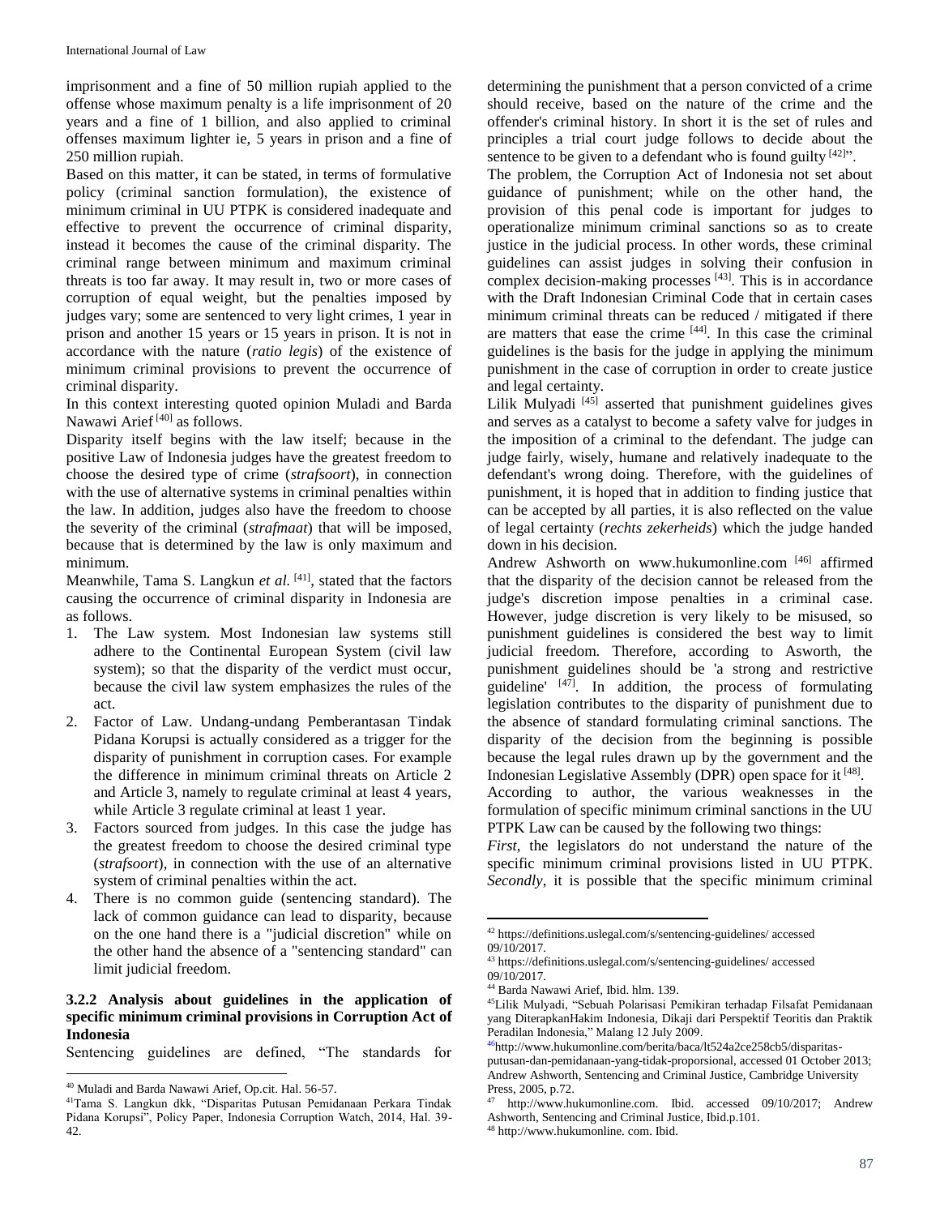imprisonment and a fine of 50 million rupiah applied to the offense whose maximum penalty is a life imprisonment of 20 years and a fine of 1 billion, and also applied to criminal offenses maximum lighter ie, 5 years in prison and a fine of 250 million rupiah.

Based on this matter, it can be stated, in terms of formulative policy (criminal sanction formulation), the existence of minimum criminal in UU PTPK is considered inadequate and effective to prevent the occurrence of criminal disparity, instead it becomes the cause of the criminal disparity. The criminal range between minimum and maximum criminal threats is too far away. It may result in, two or more cases of corruption of equal weight, but the penalties imposed by judges vary; some are sentenced to very light crimes, 1 year in prison and another 15 years or 15 years in prison. It is not in accordance with the nature (*ratio legis*) of the existence of minimum criminal provisions to prevent the occurrence of criminal disparity.

In this context interesting quoted opinion Muladi and Barda Nawawi Arief [40] as follows.

Disparity itself begins with the law itself; because in the positive Law of Indonesia judges have the greatest freedom to choose the desired type of crime (*strafsoort*), in connection with the use of alternative systems in criminal penalties within the law. In addition, judges also have the freedom to choose the severity of the criminal (*strafmaat*) that will be imposed, because that is determined by the law is only maximum and minimum.

Meanwhile, Tama S. Langkun *et al.* [41], stated that the factors causing the occurrence of criminal disparity in Indonesia are as follows.

1. The Law system. Most Indonesian law systems still adhere to the Continental European System (civil law system); so that the disparity of the verdict must occur, because the civil law system emphasizes the rules of the act.
2. Factor of Law. Undang-undang Pemberantasan Tindak Pidana Korupsi is actually considered as a trigger for the disparity of punishment in corruption cases. For example the difference in minimum criminal threats on Article 2 and Article 3, namely to regulate criminal at least 4 years, while Article 3 regulate criminal at least 1 year.
3. Factors sourced from judges. In this case the judge has the greatest freedom to choose the desired criminal type (*strafsoort*), in connection with the use of an alternative system of criminal penalties within the act.
4. There is no common guide (sentencing standard). The lack of common guidance can lead to disparity, because on the one hand there is a "judicial discretion" while on the other hand the absence of a "sentencing standard" can limit judicial freedom.

### 3.2.2 Analysis about guidelines in the application of specific minimum criminal provisions in Corruption Act of Indonesia

Sentencing guidelines are defined, "The standards for determining the punishment that a person convicted of a crime should receive, based on the nature of the crime and the offender's criminal history. In short it is the set of rules and principles a trial court judge follows to decide about the sentence to be given to a defendant who is found guilty [42]".

The problem, the Corruption Act of Indonesia not set about guidance of punishment; while on the other hand, the provision of this penal code is important for judges to operationalize minimum criminal sanctions so as to create justice in the judicial process. In other words, these criminal guidelines can assist judges in solving their confusion in complex decision-making processes [43]. This is in accordance with the Draft Indonesian Criminal Code that in certain cases minimum criminal threats can be reduced / mitigated if there are matters that ease the crime [44]. In this case the criminal guidelines is the basis for the judge in applying the minimum punishment in the case of corruption in order to create justice and legal certainty.

Lilik Mulyadi [45] asserted that punishment guidelines gives and serves as a catalyst to become a safety valve for judges in the imposition of a criminal to the defendant. The judge can judge fairly, wisely, humane and relatively inadequate to the defendant's wrong doing. Therefore, with the guidelines of punishment, it is hoped that in addition to finding justice that can be accepted by all parties, it is also reflected on the value of legal certainty (*rechts zekerheids*) which the judge handed down in his decision.

Andrew Ashworth on www.hukumonline.com [46] affirmed that the disparity of the decision cannot be released from the judge's discretion impose penalties in a criminal case. However, judge discretion is very likely to be misused, so punishment guidelines is considered the best way to limit judicial freedom. Therefore, according to Asworth, the punishment guidelines should be 'a strong and restrictive guideline' [47]. In addition, the process of formulating legislation contributes to the disparity of punishment due to the absence of standard formulating criminal sanctions. The disparity of the decision from the beginning is possible because the legal rules drawn up by the government and the Indonesian Legislative Assembly (DPR) open space for it [48].

According to author, the various weaknesses in the formulation of specific minimum criminal sanctions in the UU PTPK Law can be caused by the following two things:

*First*, the legislators do not understand the nature of the specific minimum criminal provisions listed in UU PTPK. *Secondly*, it is possible that the specific minimum criminal

---

40 Muladi and Barda Nawawi Arief, Op.cit. Hal. 56-57.

41 Tama S. Langkun dkk, "Disparitas Putusan Pemidanaan Perkara Tindak Pidana Korupsi", Policy Paper, Indonesia Corruption Watch, 2014, Hal. 39-42.

42 https://definitions.uslegal.com/s/sentencing-guidelines/ accessed 09/10/2017.

43 https://definitions.uslegal.com/s/sentencing-guidelines/ accessed 09/10/2017.

44 Barda Nawawi Arief, Ibid. hlm. 139.

45 Lilik Mulyadi, "Sebuah Polarisasi Pemikiran terhadap Filsafat Pemidanaan yang DiterapkanHakim Indonesia, Dikaji dari Perspektif Teoritis dan Praktik Peradilan Indonesia," Malang 12 July 2009.

46 http://www.hukumonline.com/berita/baca/lt524a2ce258cb5/disparitas-putusan-dan-pemidanaan-yang-tidak-proporsional, accessed 01 October 2013; Andrew Ashworth, Sentencing and Criminal Justice, Cambridge University Press, 2005, p.72.

47 http://www.hukumonline.com. Ibid. accessed 09/10/2017; Andrew Ashworth, Sentencing and Criminal Justice, Ibid.p.101.

48 http://www.hukumonline. com. Ibid.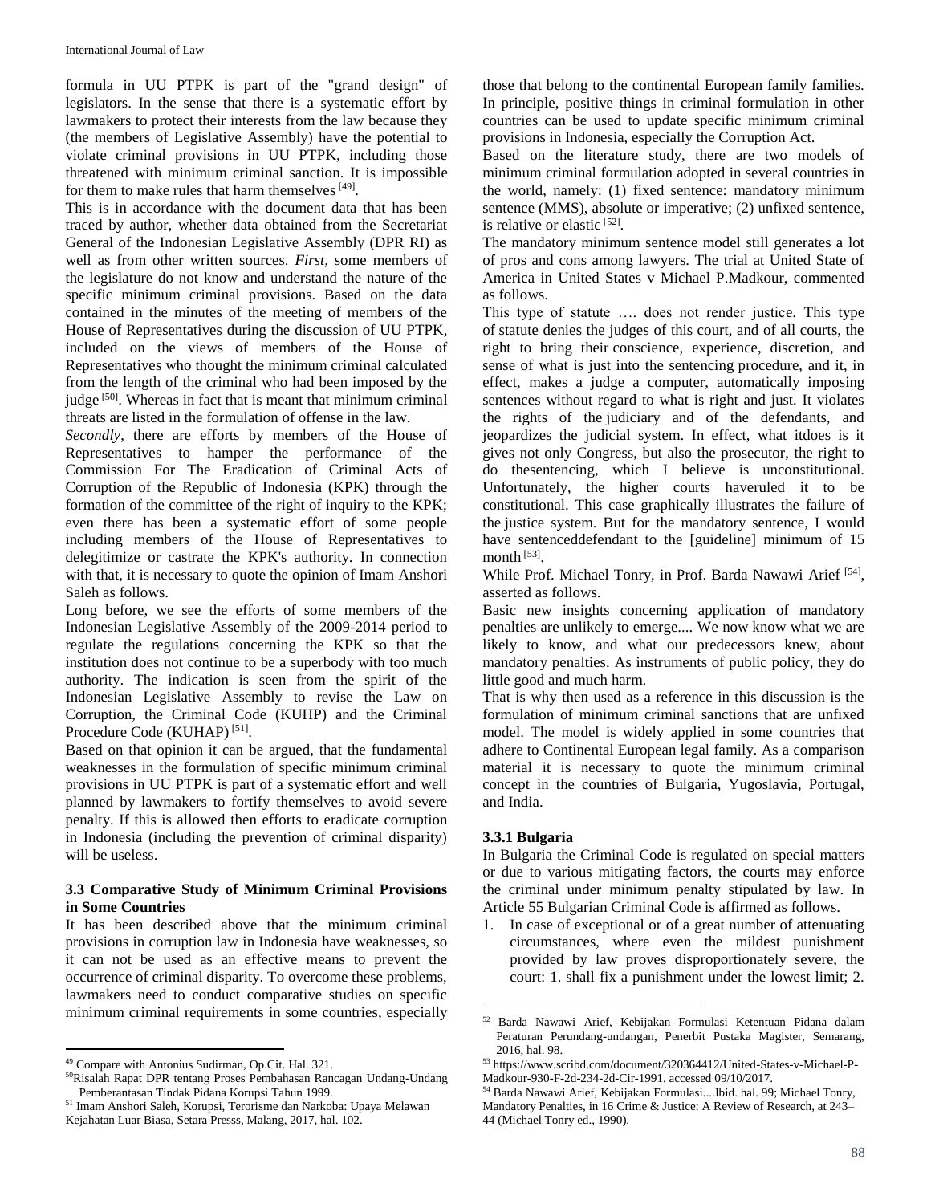formula in UU PTPK is part of the "grand design" of legislators. In the sense that there is a systematic effort by lawmakers to protect their interests from the law because they (the members of Legislative Assembly) have the potential to violate criminal provisions in UU PTPK, including those threatened with minimum criminal sanction. It is impossible for them to make rules that harm themselves [49].

This is in accordance with the document data that has been traced by author, whether data obtained from the Secretariat General of the Indonesian Legislative Assembly (DPR RI) as well as from other written sources. *First,* some members of the legislature do not know and understand the nature of the specific minimum criminal provisions. Based on the data contained in the minutes of the meeting of members of the House of Representatives during the discussion of UU PTPK, included on the views of members of the House of Representatives who thought the minimum criminal calculated from the length of the criminal who had been imposed by the judge [50]. Whereas in fact that is meant that minimum criminal threats are listed in the formulation of offense in the law.

*Secondly*, there are efforts by members of the House of Representatives to hamper the performance of the Commission For The Eradication of Criminal Acts of Corruption of the Republic of Indonesia (KPK) through the formation of the committee of the right of inquiry to the KPK; even there has been a systematic effort of some people including members of the House of Representatives to delegitimize or castrate the KPK's authority. In connection with that, it is necessary to quote the opinion of Imam Anshori Saleh as follows.

Long before, we see the efforts of some members of the Indonesian Legislative Assembly of the 2009-2014 period to regulate the regulations concerning the KPK so that the institution does not continue to be a superbody with too much authority. The indication is seen from the spirit of the Indonesian Legislative Assembly to revise the Law on Corruption, the Criminal Code (KUHP) and the Criminal Procedure Code (KUHAP) [51].

Based on that opinion it can be argued, that the fundamental weaknesses in the formulation of specific minimum criminal provisions in UU PTPK is part of a systematic effort and well planned by lawmakers to fortify themselves to avoid severe penalty. If this is allowed then efforts to eradicate corruption in Indonesia (including the prevention of criminal disparity) will be useless.

### 3.3 Comparative Study of Minimum Criminal Provisions in Some Countries

It has been described above that the minimum criminal provisions in corruption law in Indonesia have weaknesses, so it can not be used as an effective means to prevent the occurrence of criminal disparity. To overcome these problems, lawmakers need to conduct comparative studies on specific minimum criminal requirements in some countries, especially those that belong to the continental European family families. In principle, positive things in criminal formulation in other countries can be used to update specific minimum criminal provisions in Indonesia, especially the Corruption Act.

Based on the literature study, there are two models of minimum criminal formulation adopted in several countries in the world, namely: (1) fixed sentence: mandatory minimum sentence (MMS), absolute or imperative; (2) unfixed sentence, is relative or elastic [52].

The mandatory minimum sentence model still generates a lot of pros and cons among lawyers. The trial at United State of America in United States v Michael P.Madkour, commented as follows.

This type of statute …. does not render justice. This type of statute denies the judges of this court, and of all courts, the right to bring their conscience, experience, discretion, and sense of what is just into the sentencing procedure, and it, in effect, makes a judge a computer, automatically imposing sentences without regard to what is right and just. It violates the rights of the judiciary and of the defendants, and jeopardizes the judicial system. In effect, what itdoes is it gives not only Congress, but also the prosecutor, the right to do thesentencing, which I believe is unconstitutional. Unfortunately, the higher courts haveruled it to be constitutional. This case graphically illustrates the failure of the justice system. But for the mandatory sentence, I would have sentenceddefendant to the [guideline] minimum of 15 month [53].

While Prof. Michael Tonry, in Prof. Barda Nawawi Arief [54], asserted as follows.

Basic new insights concerning application of mandatory penalties are unlikely to emerge.... We now know what we are likely to know, and what our predecessors knew, about mandatory penalties. As instruments of public policy, they do little good and much harm.

That is why then used as a reference in this discussion is the formulation of minimum criminal sanctions that are unfixed model. The model is widely applied in some countries that adhere to Continental European legal family. As a comparison material it is necessary to quote the minimum criminal concept in the countries of Bulgaria, Yugoslavia, Portugal, and India.

#### 3.3.1 Bulgaria

In Bulgaria the Criminal Code is regulated on special matters or due to various mitigating factors, the courts may enforce the criminal under minimum penalty stipulated by law. In Article 55 Bulgarian Criminal Code is affirmed as follows.

1. In case of exceptional or of a great number of attenuating circumstances, where even the mildest punishment provided by law proves disproportionately severe, the court: 1. shall fix a punishment under the lowest limit; 2.

---

[49] Compare with Antonius Sudirman, Op.Cit. Hal. 321.

[50] Risalah Rapat DPR tentang Proses Pembahasan Rancangan Undang-Undang Pemberantasan Tindak Pidana Korupsi Tahun 1999.

[51] Imam Anshori Saleh, Korupsi, Terorisme dan Narkoba: Upaya Melawan Kejahatan Luar Biasa, Setara Presss, Malang, 2017, hal. 102.

[52] Barda Nawawi Arief, Kebijakan Formulasi Ketentuan Pidana dalam Peraturan Perundang-undangan, Penerbit Pustaka Magister, Semarang, 2016, hal. 98.

[53] https://www.scribd.com/document/320364412/United-States-v-Michael-P-Madkour-930-F-2d-234-2d-Cir-1991. accessed 09/10/2017.

[54] Barda Nawawi Arief, Kebijakan Formulasi....Ibid. hal. 99; Michael Tonry, Mandatory Penalties, in 16 Crime & Justice: A Review of Research, at 243–44 (Michael Tonry ed., 1990).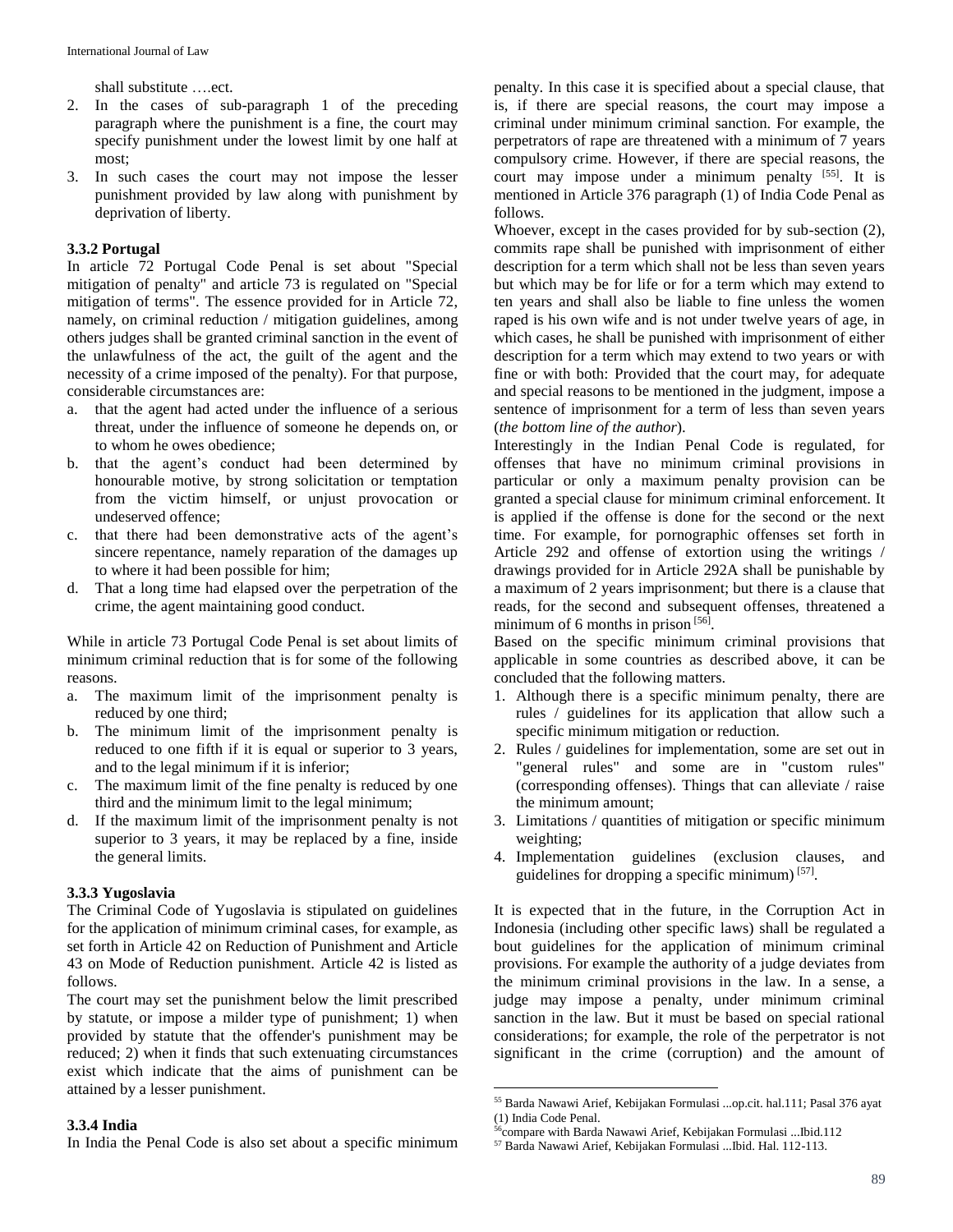shall substitute ….ect.

2. In the cases of sub-paragraph 1 of the preceding paragraph where the punishment is a fine, the court may specify punishment under the lowest limit by one half at most;
3. In such cases the court may not impose the lesser punishment provided by law along with punishment by deprivation of liberty.

### 3.3.2 Portugal

In article 72 Portugal Code Penal is set about "Special mitigation of penalty" and article 73 is regulated on "Special mitigation of terms". The essence provided for in Article 72, namely, on criminal reduction / mitigation guidelines, among others judges shall be granted criminal sanction in the event of the unlawfulness of the act, the guilt of the agent and the necessity of a crime imposed of the penalty). For that purpose, considerable circumstances are:

a. that the agent had acted under the influence of a serious threat, under the influence of someone he depends on, or to whom he owes obedience;
b. that the agent's conduct had been determined by honourable motive, by strong solicitation or temptation from the victim himself, or unjust provocation or undeserved offence;
c. that there had been demonstrative acts of the agent's sincere repentance, namely reparation of the damages up to where it had been possible for him;
d. That a long time had elapsed over the perpetration of the crime, the agent maintaining good conduct.

While in article 73 Portugal Code Penal is set about limits of minimum criminal reduction that is for some of the following reasons.

a. The maximum limit of the imprisonment penalty is reduced by one third;
b. The minimum limit of the imprisonment penalty is reduced to one fifth if it is equal or superior to 3 years, and to the legal minimum if it is inferior;
c. The maximum limit of the fine penalty is reduced by one third and the minimum limit to the legal minimum;
d. If the maximum limit of the imprisonment penalty is not superior to 3 years, it may be replaced by a fine, inside the general limits.

### 3.3.3 Yugoslavia

The Criminal Code of Yugoslavia is stipulated on guidelines for the application of minimum criminal cases, for example, as set forth in Article 42 on Reduction of Punishment and Article 43 on Mode of Reduction punishment. Article 42 is listed as follows.

The court may set the punishment below the limit prescribed by statute, or impose a milder type of punishment; 1) when provided by statute that the offender's punishment may be reduced; 2) when it finds that such extenuating circumstances exist which indicate that the aims of punishment can be attained by a lesser punishment.

### 3.3.4 India

In India the Penal Code is also set about a specific minimum penalty. In this case it is specified about a special clause, that is, if there are special reasons, the court may impose a criminal under minimum criminal sanction. For example, the perpetrators of rape are threatened with a minimum of 7 years compulsory crime. However, if there are special reasons, the court may impose under a minimum penalty [55]. It is mentioned in Article 376 paragraph (1) of India Code Penal as follows.

Whoever, except in the cases provided for by sub-section (2), commits rape shall be punished with imprisonment of either description for a term which shall not be less than seven years but which may be for life or for a term which may extend to ten years and shall also be liable to fine unless the women raped is his own wife and is not under twelve years of age, in which cases, he shall be punished with imprisonment of either description for a term which may extend to two years or with fine or with both: Provided that the court may, for adequate and special reasons to be mentioned in the judgment, impose a sentence of imprisonment for a term of less than seven years (*the bottom line of the author*).

Interestingly in the Indian Penal Code is regulated, for offenses that have no minimum criminal provisions in particular or only a maximum penalty provision can be granted a special clause for minimum criminal enforcement. It is applied if the offense is done for the second or the next time. For example, for pornographic offenses set forth in Article 292 and offense of extortion using the writings / drawings provided for in Article 292A shall be punishable by a maximum of 2 years imprisonment; but there is a clause that reads, for the second and subsequent offenses, threatened a minimum of 6 months in prison [56].

Based on the specific minimum criminal provisions that applicable in some countries as described above, it can be concluded that the following matters.

1. Although there is a specific minimum penalty, there are rules / guidelines for its application that allow such a specific minimum mitigation or reduction.
2. Rules / guidelines for implementation, some are set out in "general rules" and some are in "custom rules" (corresponding offenses). Things that can alleviate / raise the minimum amount;
3. Limitations / quantities of mitigation or specific minimum weighting;
4. Implementation guidelines (exclusion clauses, and guidelines for dropping a specific minimum) [57].

It is expected that in the future, in the Corruption Act in Indonesia (including other specific laws) shall be regulated a bout guidelines for the application of minimum criminal provisions. For example the authority of a judge deviates from the minimum criminal provisions in the law. In a sense, a judge may impose a penalty, under minimum criminal sanction in the law. But it must be based on special rational considerations; for example, the role of the perpetrator is not significant in the crime (corruption) and the amount of

---

[55] Barda Nawawi Arief, Kebijakan Formulasi ...op.cit. hal.111; Pasal 376 ayat (1) India Code Penal.

[56] compare with Barda Nawawi Arief, Kebijakan Formulasi ...Ibid.112

[57] Barda Nawawi Arief, Kebijakan Formulasi ...Ibid. Hal. 112-113.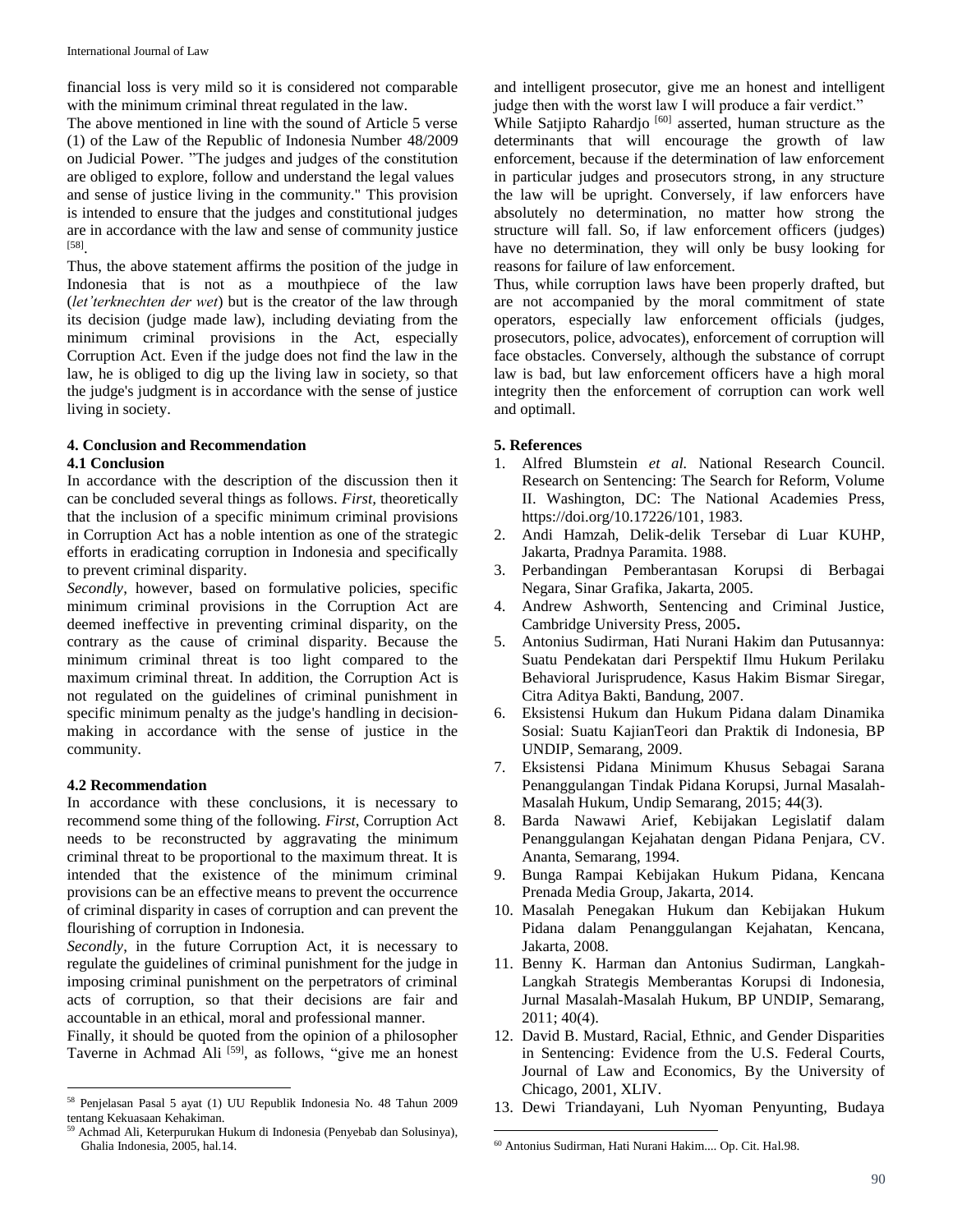financial loss is very mild so it is considered not comparable with the minimum criminal threat regulated in the law.

The above mentioned in line with the sound of Article 5 verse (1) of the Law of the Republic of Indonesia Number 48/2009 on Judicial Power. "The judges and judges of the constitution are obliged to explore, follow and understand the legal values and sense of justice living in the community." This provision is intended to ensure that the judges and constitutional judges are in accordance with the law and sense of community justice [58].

Thus, the above statement affirms the position of the judge in Indonesia that is not as a mouthpiece of the law (*let'terknechten der wet*) but is the creator of the law through its decision (judge made law), including deviating from the minimum criminal provisions in the Act, especially Corruption Act. Even if the judge does not find the law in the law, he is obliged to dig up the living law in society, so that the judge's judgment is in accordance with the sense of justice living in society.

## 4. Conclusion and Recommendation

### 4.1 Conclusion

In accordance with the description of the discussion then it can be concluded several things as follows. *First*, theoretically that the inclusion of a specific minimum criminal provisions in Corruption Act has a noble intention as one of the strategic efforts in eradicating corruption in Indonesia and specifically to prevent criminal disparity.

*Secondly*, however, based on formulative policies, specific minimum criminal provisions in the Corruption Act are deemed ineffective in preventing criminal disparity, on the contrary as the cause of criminal disparity. Because the minimum criminal threat is too light compared to the maximum criminal threat. In addition, the Corruption Act is not regulated on the guidelines of criminal punishment in specific minimum penalty as the judge's handling in decision-making in accordance with the sense of justice in the community.

### 4.2 Recommendation

In accordance with these conclusions, it is necessary to recommend some thing of the following. *First*, Corruption Act needs to be reconstructed by aggravating the minimum criminal threat to be proportional to the maximum threat. It is intended that the existence of the minimum criminal provisions can be an effective means to prevent the occurrence of criminal disparity in cases of corruption and can prevent the flourishing of corruption in Indonesia.

*Secondly*, in the future Corruption Act, it is necessary to regulate the guidelines of criminal punishment for the judge in imposing criminal punishment on the perpetrators of criminal acts of corruption, so that their decisions are fair and accountable in an ethical, moral and professional manner.

Finally, it should be quoted from the opinion of a philosopher Taverne in Achmad Ali [59], as follows, "give me an honest and intelligent prosecutor, give me an honest and intelligent judge then with the worst law I will produce a fair verdict."

While Satjipto Rahardjo [60] asserted, human structure as the determinants that will encourage the growth of law enforcement, because if the determination of law enforcement in particular judges and prosecutors strong, in any structure the law will be upright. Conversely, if law enforcers have absolutely no determination, no matter how strong the structure will fall. So, if law enforcement officers (judges) have no determination, they will only be busy looking for reasons for failure of law enforcement.

Thus, while corruption laws have been properly drafted, but are not accompanied by the moral commitment of state operators, especially law enforcement officials (judges, prosecutors, police, advocates), enforcement of corruption will face obstacles. Conversely, although the substance of corrupt law is bad, but law enforcement officers have a high moral integrity then the enforcement of corruption can work well and optimall.

## 5. References

1. Alfred Blumstein *et al.* National Research Council. Research on Sentencing: The Search for Reform, Volume II. Washington, DC: The National Academies Press, https://doi.org/10.17226/101, 1983.
2. Andi Hamzah, Delik-delik Tersebar di Luar KUHP, Jakarta, Pradnya Paramita. 1988.
3. Perbandingan Pemberantasan Korupsi di Berbagai Negara, Sinar Grafika, Jakarta, 2005.
4. Andrew Ashworth, Sentencing and Criminal Justice, Cambridge University Press, 2005**.**
5. Antonius Sudirman, Hati Nurani Hakim dan Putusannya: Suatu Pendekatan dari Perspektif Ilmu Hukum Perilaku Behavioral Jurisprudence, Kasus Hakim Bismar Siregar, Citra Aditya Bakti, Bandung, 2007.
6. Eksistensi Hukum dan Hukum Pidana dalam Dinamika Sosial: Suatu KajianTeori dan Praktik di Indonesia, BP UNDIP, Semarang, 2009.
7. Eksistensi Pidana Minimum Khusus Sebagai Sarana Penanggulangan Tindak Pidana Korupsi, Jurnal Masalah-Masalah Hukum, Undip Semarang, 2015; 44(3).
8. Barda Nawawi Arief, Kebijakan Legislatif dalam Penanggulangan Kejahatan dengan Pidana Penjara, CV. Ananta, Semarang, 1994.
9. Bunga Rampai Kebijakan Hukum Pidana, Kencana Prenada Media Group, Jakarta, 2014.
10. Masalah Penegakan Hukum dan Kebijakan Hukum Pidana dalam Penanggulangan Kejahatan, Kencana, Jakarta, 2008.
11. Benny K. Harman dan Antonius Sudirman, Langkah-Langkah Strategis Memberantas Korupsi di Indonesia, Jurnal Masalah-Masalah Hukum, BP UNDIP, Semarang, 2011; 40(4).
12. David B. Mustard, Racial, Ethnic, and Gender Disparities in Sentencing: Evidence from the U.S. Federal Courts, Journal of Law and Economics, By the University of Chicago, 2001, XLIV.
13. Dewi Triandayani, Luh Nyoman Penyunting, Budaya

---

[58] Penjelasan Pasal 5 ayat (1) UU Republik Indonesia No. 48 Tahun 2009 tentang Kekuasaan Kehakiman.

[59] Achmad Ali, Keterpurukan Hukum di Indonesia (Penyebab dan Solusinya), Ghalia Indonesia, 2005, hal.14.

[60] Antonius Sudirman, Hati Nurani Hakim.... Op. Cit. Hal.98.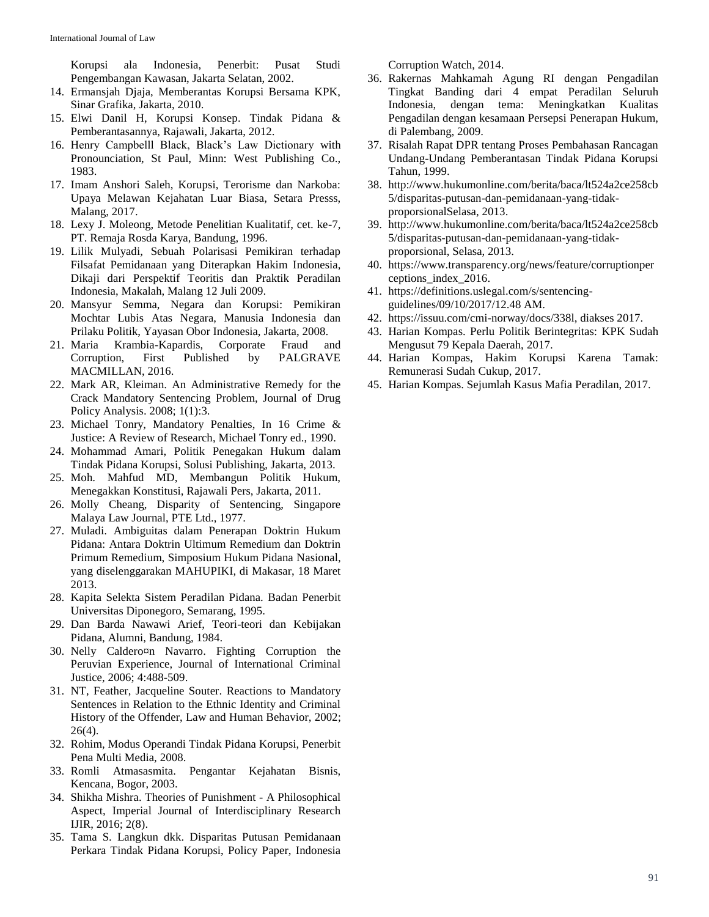Korupsi ala Indonesia, Penerbit: Pusat Studi Pengembangan Kawasan, Jakarta Selatan, 2002.

14. Ermansjah Djaja, Memberantas Korupsi Bersama KPK, Sinar Grafika, Jakarta, 2010.
15. Elwi Danil H, Korupsi Konsep. Tindak Pidana & Pemberantasannya, Rajawali, Jakarta, 2012.
16. Henry Campbelll Black, Black's Law Dictionary with Pronounciation, St Paul, Minn: West Publishing Co., 1983.
17. Imam Anshori Saleh, Korupsi, Terorisme dan Narkoba: Upaya Melawan Kejahatan Luar Biasa, Setara Presss, Malang, 2017.
18. Lexy J. Moleong, Metode Penelitian Kualitatif, cet. ke-7, PT. Remaja Rosda Karya, Bandung, 1996.
19. Lilik Mulyadi, Sebuah Polarisasi Pemikiran terhadap Filsafat Pemidanaan yang Diterapkan Hakim Indonesia, Dikaji dari Perspektif Teoritis dan Praktik Peradilan Indonesia, Makalah, Malang 12 Juli 2009.
20. Mansyur Semma, Negara dan Korupsi: Pemikiran Mochtar Lubis Atas Negara, Manusia Indonesia dan Prilaku Politik, Yayasan Obor Indonesia, Jakarta, 2008.
21. Maria Krambia-Kapardis, Corporate Fraud and Corruption, First Published by PALGRAVE MACMILLAN, 2016.
22. Mark AR, Kleiman. An Administrative Remedy for the Crack Mandatory Sentencing Problem, Journal of Drug Policy Analysis. 2008; 1(1):3.
23. Michael Tonry, Mandatory Penalties, In 16 Crime & Justice: A Review of Research, Michael Tonry ed., 1990.
24. Mohammad Amari, Politik Penegakan Hukum dalam Tindak Pidana Korupsi, Solusi Publishing, Jakarta, 2013.
25. Moh. Mahfud MD, Membangun Politik Hukum, Menegakkan Konstitusi, Rajawali Pers, Jakarta, 2011.
26. Molly Cheang, Disparity of Sentencing, Singapore Malaya Law Journal, PTE Ltd., 1977.
27. Muladi. Ambiguitas dalam Penerapan Doktrin Hukum Pidana: Antara Doktrin Ultimum Remedium dan Doktrin Primum Remedium, Simposium Hukum Pidana Nasional, yang diselenggarakan MAHUPIKI, di Makasar, 18 Maret 2013.
28. Kapita Selekta Sistem Peradilan Pidana. Badan Penerbit Universitas Diponegoro, Semarang, 1995.
29. Dan Barda Nawawi Arief, Teori-teori dan Kebijakan Pidana, Alumni, Bandung, 1984.
30. Nelly Caldero¤n Navarro. Fighting Corruption the Peruvian Experience, Journal of International Criminal Justice, 2006; 4:488-509.
31. NT, Feather, Jacqueline Souter. Reactions to Mandatory Sentences in Relation to the Ethnic Identity and Criminal History of the Offender, Law and Human Behavior, 2002; 26(4).
32. Rohim, Modus Operandi Tindak Pidana Korupsi, Penerbit Pena Multi Media, 2008.
33. Romli Atmasasmita. Pengantar Kejahatan Bisnis, Kencana, Bogor, 2003.
34. Shikha Mishra. Theories of Punishment - A Philosophical Aspect, Imperial Journal of Interdisciplinary Research IJIR, 2016; 2(8).
35. Tama S. Langkun dkk. Disparitas Putusan Pemidanaan Perkara Tindak Pidana Korupsi, Policy Paper, Indonesia Corruption Watch, 2014.
36. Rakernas Mahkamah Agung RI dengan Pengadilan Tingkat Banding dari 4 empat Peradilan Seluruh Indonesia, dengan tema: Meningkatkan Kualitas Pengadilan dengan kesamaan Persepsi Penerapan Hukum, di Palembang, 2009.
37. Risalah Rapat DPR tentang Proses Pembahasan Rancagan Undang-Undang Pemberantasan Tindak Pidana Korupsi Tahun, 1999.
38. http://www.hukumonline.com/berita/baca/lt524a2ce258cb5/disparitas-putusan-dan-pemidanaan-yang-tidak-proporsionalSelasa, 2013.
39. http://www.hukumonline.com/berita/baca/lt524a2ce258cb5/disparitas-putusan-dan-pemidanaan-yang-tidak-proporsional, Selasa, 2013.
40. https://www.transparency.org/news/feature/corruptionperceptions_index_2016.
41. https://definitions.uslegal.com/s/sentencing-guidelines/09/10/2017/12.48 AM.
42. https://issuu.com/cmi-norway/docs/338l, diakses 2017.
43. Harian Kompas. Perlu Politik Berintegritas: KPK Sudah Mengusut 79 Kepala Daerah, 2017.
44. Harian Kompas, Hakim Korupsi Karena Tamak: Remunerasi Sudah Cukup, 2017.
45. Harian Kompas. Sejumlah Kasus Mafia Peradilan, 2017.